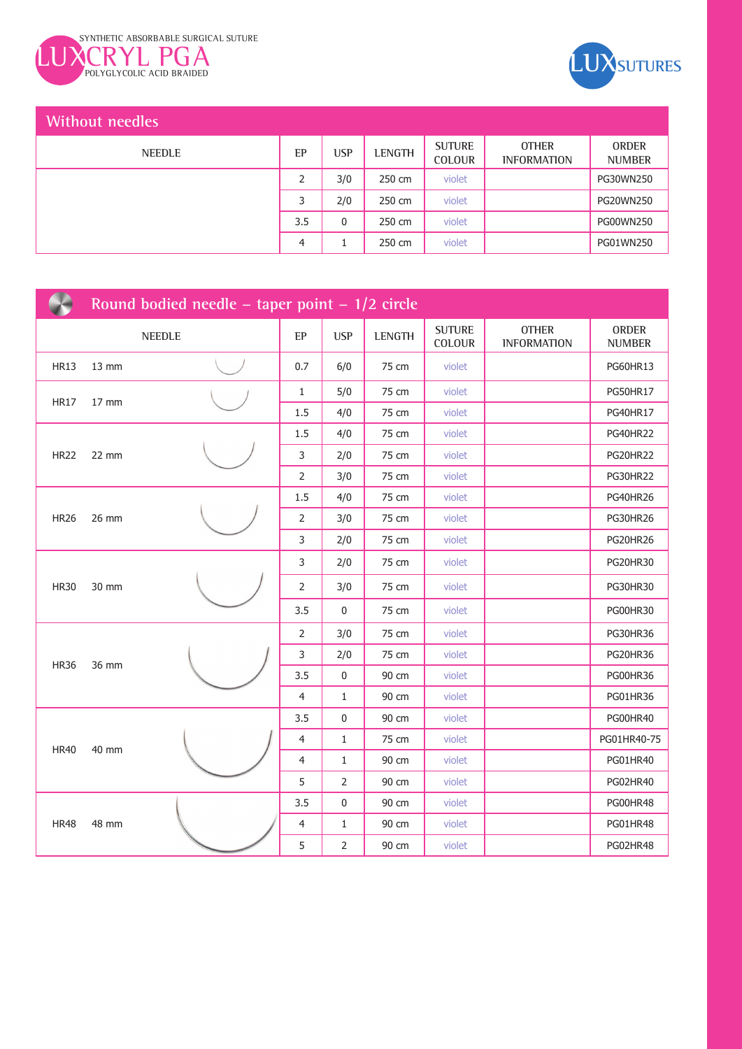SYNTHETIC ABSORBABLE SURGICAL SUTURE

# LUXCRYL PGA

POLYGLYCOLIC ACID BRAIDED

LUX SUTURES

## Without needles

| NEEDLE | EP | USP | LENGTH | SUTURE COLOUR | OTHER INFORMATION | ORDER NUMBER |
|---|---|---|---|---|---|---|
| | 2 | 3/0 | 250 cm | violet | | PG30WN250 |
| | 3 | 2/0 | 250 cm | violet | | PG20WN250 |
| | 3.5 | 0 | 250 cm | violet | | PG00WN250 |
| | 4 | 1 | 250 cm | violet | | PG01WN250 |

## Round bodied needle – taper point – 1/2 circle

| NEEDLE | | EP | USP | LENGTH | SUTURE COLOUR | OTHER INFORMATION | ORDER NUMBER |
|---|---|---|---|---|---|---|---|
| HR13 | 13 mm | 0.7 | 6/0 | 75 cm | violet | | PG60HR13 |
| HR17 | 17 mm | 1 | 5/0 | 75 cm | violet | | PG50HR17 |
| | | 1.5 | 4/0 | 75 cm | violet | | PG40HR17 |
| HR22 | 22 mm | 1.5 | 4/0 | 75 cm | violet | | PG40HR22 |
| | | 3 | 2/0 | 75 cm | violet | | PG20HR22 |
| | | 2 | 3/0 | 75 cm | violet | | PG30HR22 |
| HR26 | 26 mm | 1.5 | 4/0 | 75 cm | violet | | PG40HR26 |
| | | 2 | 3/0 | 75 cm | violet | | PG30HR26 |
| | | 3 | 2/0 | 75 cm | violet | | PG20HR26 |
| HR30 | 30 mm | 3 | 2/0 | 75 cm | violet | | PG20HR30 |
| | | 2 | 3/0 | 75 cm | violet | | PG30HR30 |
| | | 3.5 | 0 | 75 cm | violet | | PG00HR30 |
| HR36 | 36 mm | 2 | 3/0 | 75 cm | violet | | PG30HR36 |
| | | 3 | 2/0 | 75 cm | violet | | PG20HR36 |
| | | 3.5 | 0 | 90 cm | violet | | PG00HR36 |
| | | 4 | 1 | 90 cm | violet | | PG01HR36 |
| HR40 | 40 mm | 3.5 | 0 | 90 cm | violet | | PG00HR40 |
| | | 4 | 1 | 75 cm | violet | | PG01HR40-75 |
| | | 4 | 1 | 90 cm | violet | | PG01HR40 |
| | | 5 | 2 | 90 cm | violet | | PG02HR40 |
| HR48 | 48 mm | 3.5 | 0 | 90 cm | violet | | PG00HR48 |
| | | 4 | 1 | 90 cm | violet | | PG01HR48 |
| | | 5 | 2 | 90 cm | violet | | PG02HR48 |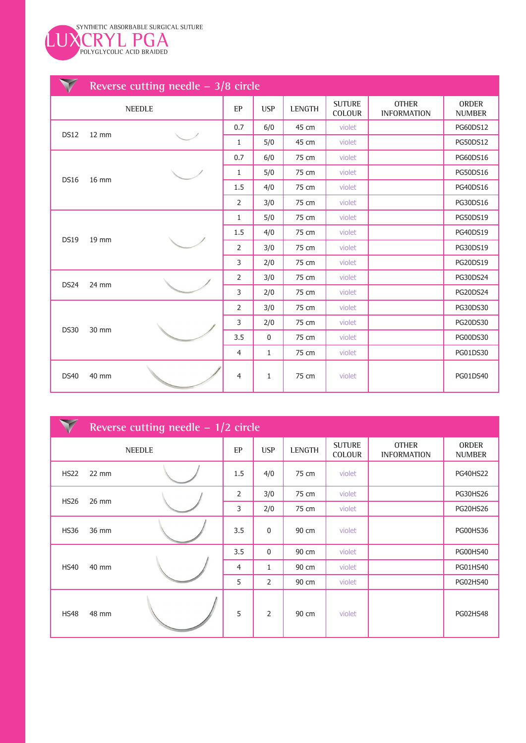SYNTHETIC ABSORBABLE SURGICAL SUTURE

# LUXCRYL PGA

POLYGLYCOLIC ACID BRAIDED

## Reverse cutting needle – 3/8 circle

| NEEDLE | | EP | USP | LENGTH | SUTURE COLOUR | OTHER INFORMATION | ORDER NUMBER |
|---|---|---|---|---|---|---|---|
| DS12 | 12 mm | 0.7 | 6/0 | 45 cm | violet | | PG60DS12 |
| | | 1 | 5/0 | 45 cm | violet | | PG50DS12 |
| DS16 | 16 mm | 0.7 | 6/0 | 75 cm | violet | | PG60DS16 |
| | | 1 | 5/0 | 75 cm | violet | | PG50DS16 |
| | | 1.5 | 4/0 | 75 cm | violet | | PG40DS16 |
| | | 2 | 3/0 | 75 cm | violet | | PG30DS16 |
| DS19 | 19 mm | 1 | 5/0 | 75 cm | violet | | PG50DS19 |
| | | 1.5 | 4/0 | 75 cm | violet | | PG40DS19 |
| | | 2 | 3/0 | 75 cm | violet | | PG30DS19 |
| | | 3 | 2/0 | 75 cm | violet | | PG20DS19 |
| DS24 | 24 mm | 2 | 3/0 | 75 cm | violet | | PG30DS24 |
| | | 3 | 2/0 | 75 cm | violet | | PG20DS24 |
| DS30 | 30 mm | 2 | 3/0 | 75 cm | violet | | PG30DS30 |
| | | 3 | 2/0 | 75 cm | violet | | PG20DS30 |
| | | 3.5 | 0 | 75 cm | violet | | PG00DS30 |
| | | 4 | 1 | 75 cm | violet | | PG01DS30 |
| DS40 | 40 mm | 4 | 1 | 75 cm | violet | | PG01DS40 |

## Reverse cutting needle – 1/2 circle

| NEEDLE | | EP | USP | LENGTH | SUTURE COLOUR | OTHER INFORMATION | ORDER NUMBER |
|---|---|---|---|---|---|---|---|
| HS22 | 22 mm | 1.5 | 4/0 | 75 cm | violet | | PG40HS22 |
| HS26 | 26 mm | 2 | 3/0 | 75 cm | violet | | PG30HS26 |
| | | 3 | 2/0 | 75 cm | violet | | PG20HS26 |
| HS36 | 36 mm | 3.5 | 0 | 90 cm | violet | | PG00HS36 |
| HS40 | 40 mm | 3.5 | 0 | 90 cm | violet | | PG00HS40 |
| | | 4 | 1 | 90 cm | violet | | PG01HS40 |
| | | 5 | 2 | 90 cm | violet | | PG02HS40 |
| HS48 | 48 mm | 5 | 2 | 90 cm | violet | | PG02HS48 |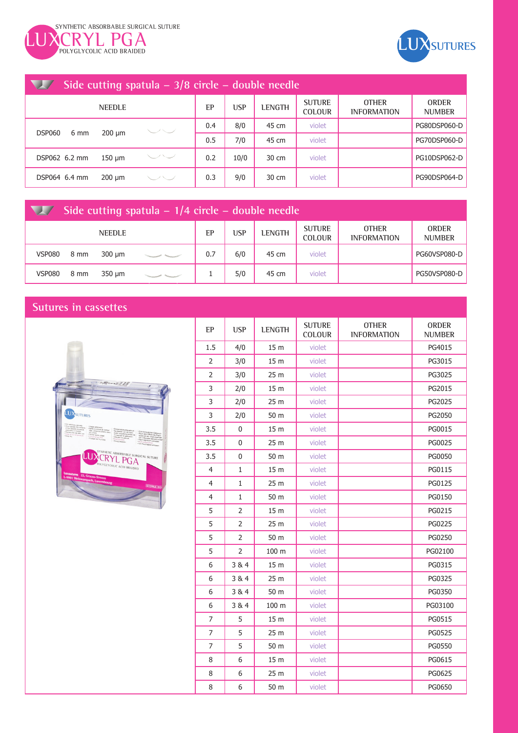SYNTHETIC ABSORBABLE SURGICAL SUTURE

# LUXCRYL PGA

POLYGLYCOLIC ACID BRAIDED

LUXSUTURES

## Side cutting spatula – 3/8 circle – double needle

| NEEDLE | | | EP | USP | LENGTH | SUTURE COLOUR | OTHER INFORMATION | ORDER NUMBER |
|---|---|---|---|---|---|---|---|---|
| DSP060 | 6 mm | 200 µm | 0.4 | 8/0 | 45 cm | violet | | PG80DSP060-D |
| | | | 0.5 | 7/0 | 45 cm | violet | | PG70DSP060-D |
| DSP062 | 6.2 mm | 150 µm | 0.2 | 10/0 | 30 cm | violet | | PG10DSP062-D |
| DSP064 | 6.4 mm | 200 µm | 0.3 | 9/0 | 30 cm | violet | | PG90DSP064-D |

## Side cutting spatula – 1/4 circle – double needle

| NEEDLE | | | EP | USP | LENGTH | SUTURE COLOUR | OTHER INFORMATION | ORDER NUMBER |
|---|---|---|---|---|---|---|---|---|
| VSP080 | 8 mm | 300 µm | 0.7 | 6/0 | 45 cm | violet | | PG60VSP080-D |
| VSP080 | 8 mm | 350 µm | 1 | 5/0 | 45 cm | violet | | PG50VSP080-D |

## Sutures in cassettes

| EP | USP | LENGTH | SUTURE COLOUR | OTHER INFORMATION | ORDER NUMBER |
|---|---|---|---|---|---|
| 1.5 | 4/0 | 15 m | violet | | PG4015 |
| 2 | 3/0 | 15 m | violet | | PG3015 |
| 2 | 3/0 | 25 m | violet | | PG3025 |
| 3 | 2/0 | 15 m | violet | | PG2015 |
| 3 | 2/0 | 25 m | violet | | PG2025 |
| 3 | 2/0 | 50 m | violet | | PG2050 |
| 3.5 | 0 | 15 m | violet | | PG0015 |
| 3.5 | 0 | 25 m | violet | | PG0025 |
| 3.5 | 0 | 50 m | violet | | PG0050 |
| 4 | 1 | 15 m | violet | | PG0115 |
| 4 | 1 | 25 m | violet | | PG0125 |
| 4 | 1 | 50 m | violet | | PG0150 |
| 5 | 2 | 15 m | violet | | PG0215 |
| 5 | 2 | 25 m | violet | | PG0225 |
| 5 | 2 | 50 m | violet | | PG0250 |
| 5 | 2 | 100 m | violet | | PG02100 |
| 6 | 3 & 4 | 15 m | violet | | PG0315 |
| 6 | 3 & 4 | 25 m | violet | | PG0325 |
| 6 | 3 & 4 | 50 m | violet | | PG0350 |
| 6 | 3 & 4 | 100 m | violet | | PG03100 |
| 7 | 5 | 15 m | violet | | PG0515 |
| 7 | 5 | 25 m | violet | | PG0525 |
| 7 | 5 | 50 m | violet | | PG0550 |
| 8 | 6 | 15 m | violet | | PG0615 |
| 8 | 6 | 25 m | violet | | PG0625 |
| 8 | 6 | 50 m | violet | | PG0650 |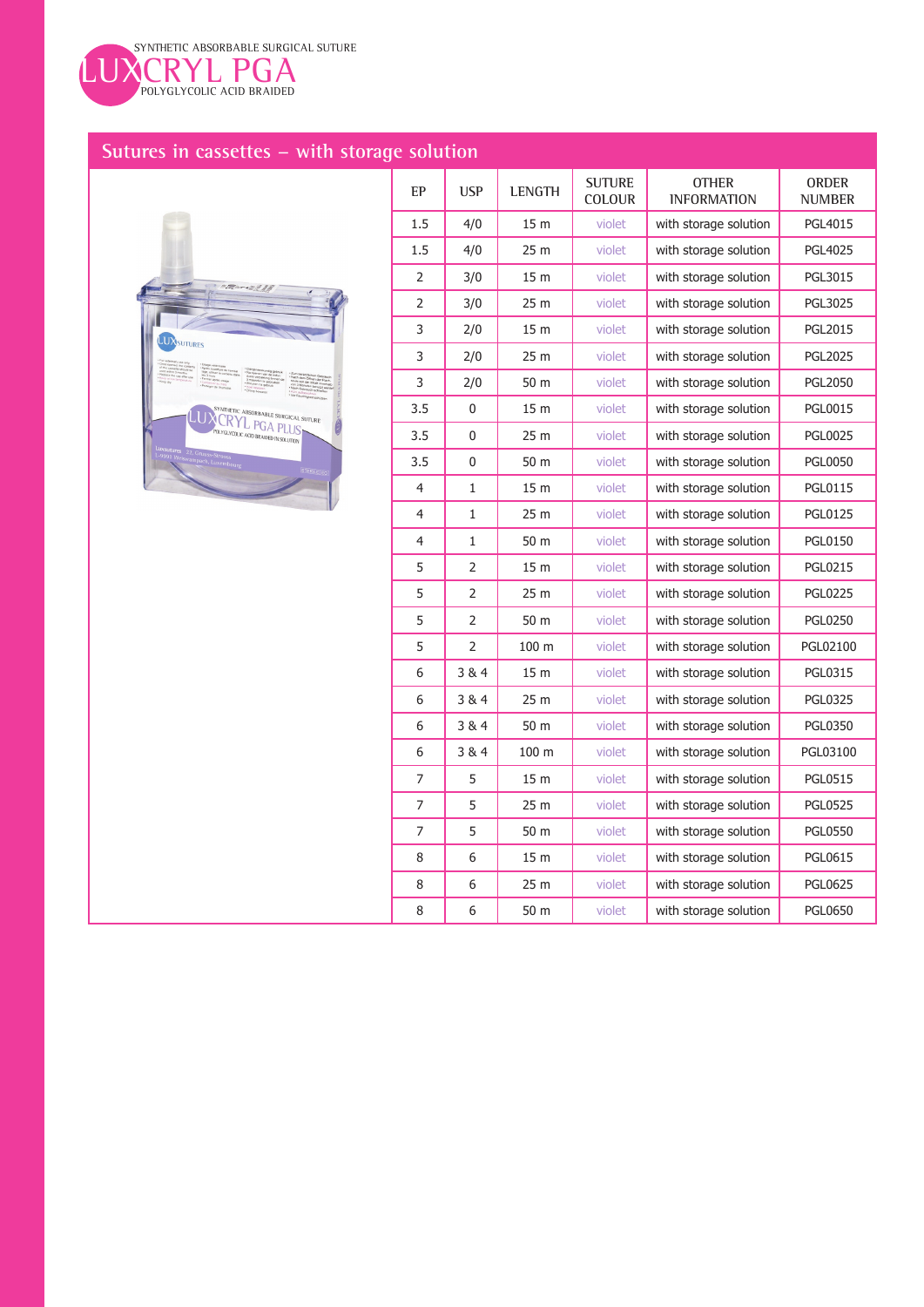SYNTHETIC ABSORBABLE SURGICAL SUTURE

# LUXCRYL PGA

POLYGLYCOLIC ACID BRAIDED

## Sutures in cassettes – with storage solution

| EP | USP | LENGTH | SUTURE COLOUR | OTHER INFORMATION | ORDER NUMBER |
|---|---|---|---|---|---|
| 1.5 | 4/0 | 15 m | violet | with storage solution | PGL4015 |
| 1.5 | 4/0 | 25 m | violet | with storage solution | PGL4025 |
| 2 | 3/0 | 15 m | violet | with storage solution | PGL3015 |
| 2 | 3/0 | 25 m | violet | with storage solution | PGL3025 |
| 3 | 2/0 | 15 m | violet | with storage solution | PGL2015 |
| 3 | 2/0 | 25 m | violet | with storage solution | PGL2025 |
| 3 | 2/0 | 50 m | violet | with storage solution | PGL2050 |
| 3.5 | 0 | 15 m | violet | with storage solution | PGL0015 |
| 3.5 | 0 | 25 m | violet | with storage solution | PGL0025 |
| 3.5 | 0 | 50 m | violet | with storage solution | PGL0050 |
| 4 | 1 | 15 m | violet | with storage solution | PGL0115 |
| 4 | 1 | 25 m | violet | with storage solution | PGL0125 |
| 4 | 1 | 50 m | violet | with storage solution | PGL0150 |
| 5 | 2 | 15 m | violet | with storage solution | PGL0215 |
| 5 | 2 | 25 m | violet | with storage solution | PGL0225 |
| 5 | 2 | 50 m | violet | with storage solution | PGL0250 |
| 5 | 2 | 100 m | violet | with storage solution | PGL02100 |
| 6 | 3 & 4 | 15 m | violet | with storage solution | PGL0315 |
| 6 | 3 & 4 | 25 m | violet | with storage solution | PGL0325 |
| 6 | 3 & 4 | 50 m | violet | with storage solution | PGL0350 |
| 6 | 3 & 4 | 100 m | violet | with storage solution | PGL03100 |
| 7 | 5 | 15 m | violet | with storage solution | PGL0515 |
| 7 | 5 | 25 m | violet | with storage solution | PGL0525 |
| 7 | 5 | 50 m | violet | with storage solution | PGL0550 |
| 8 | 6 | 15 m | violet | with storage solution | PGL0615 |
| 8 | 6 | 25 m | violet | with storage solution | PGL0625 |
| 8 | 6 | 50 m | violet | with storage solution | PGL0650 |